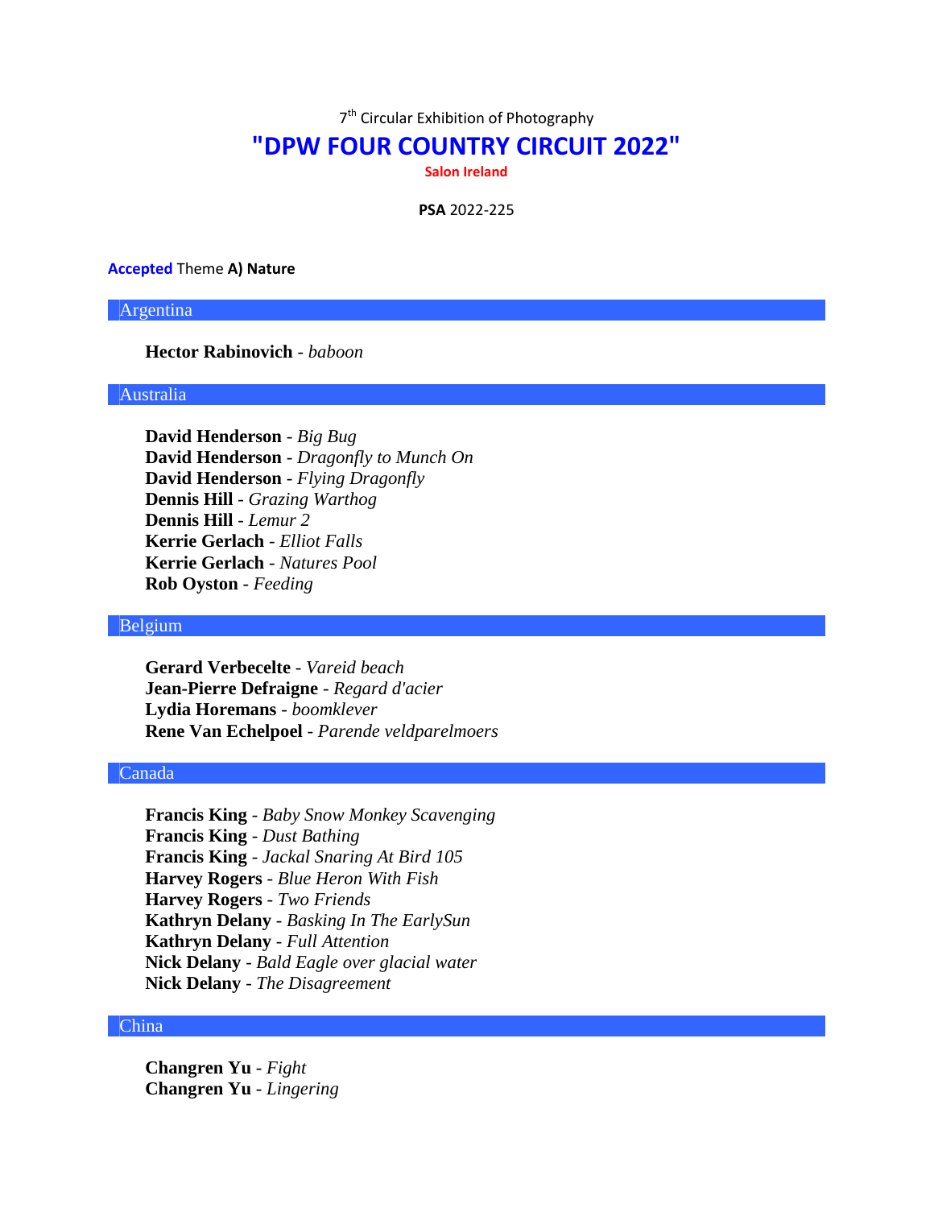7th Circular Exhibition of Photography

# "DPW FOUR COUNTRY CIRCUIT 2022"

**Salon Ireland**

**PSA** 2022-225

**Accepted** Theme **A) Nature**

## Argentina

**Hector Rabinovich** - *baboon*

## Australia

**David Henderson** - *Big Bug*
**David Henderson** - *Dragonfly to Munch On*
**David Henderson** - *Flying Dragonfly*
**Dennis Hill** - *Grazing Warthog*
**Dennis Hill** - *Lemur 2*
**Kerrie Gerlach** - *Elliot Falls*
**Kerrie Gerlach** - *Natures Pool*
**Rob Oyston** - *Feeding*

## Belgium

**Gerard Verbecelte** - *Vareid beach*
**Jean-Pierre Defraigne** - *Regard d'acier*
**Lydia Horemans** - *boomklever*
**Rene Van Echelpoel** - *Parende veldparelmoers*

## Canada

**Francis King** - *Baby Snow Monkey Scavenging*
**Francis King** - *Dust Bathing*
**Francis King** - *Jackal Snaring At Bird 105*
**Harvey Rogers** - *Blue Heron With Fish*
**Harvey Rogers** - *Two Friends*
**Kathryn Delany** - *Basking In The EarlySun*
**Kathryn Delany** - *Full Attention*
**Nick Delany** - *Bald Eagle over glacial water*
**Nick Delany** - *The Disagreement*

## China

**Changren Yu** - *Fight*
**Changren Yu** - *Lingering*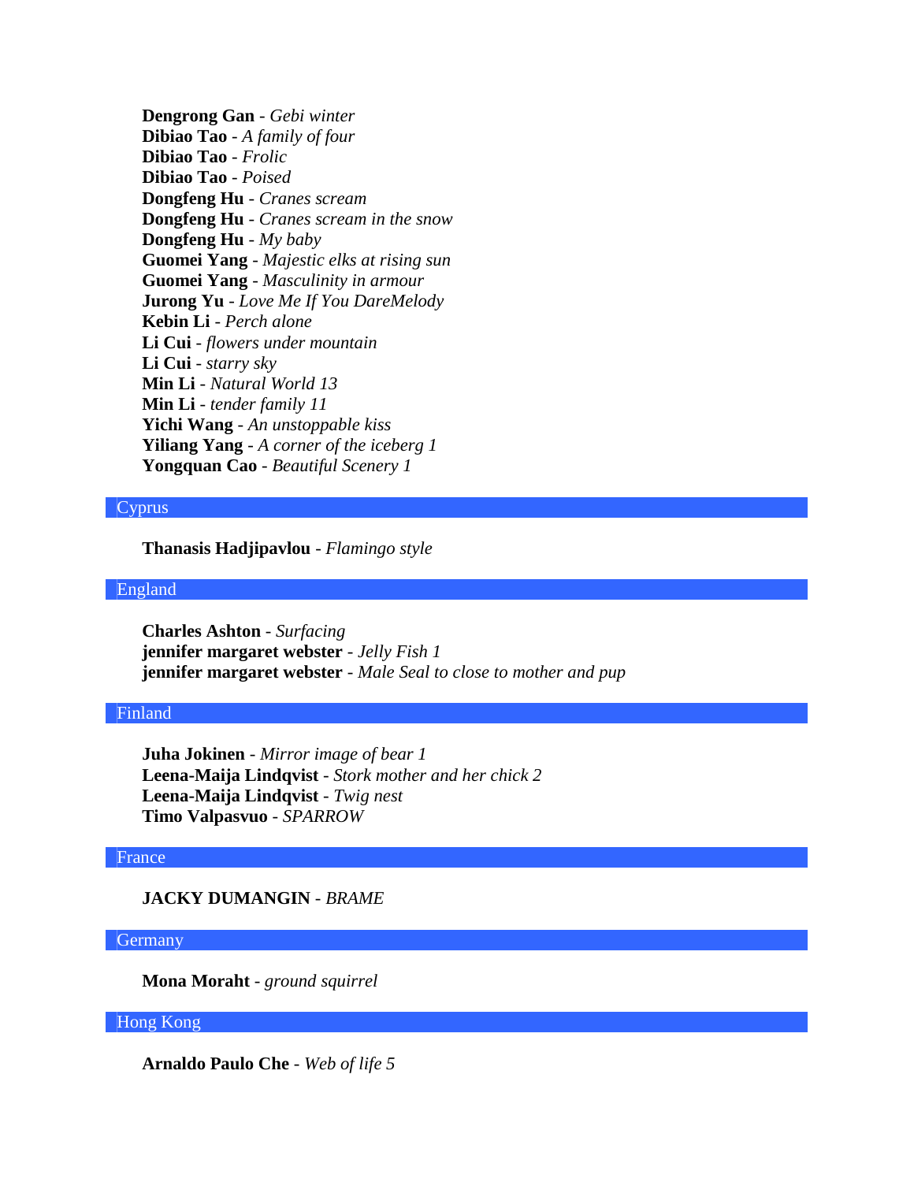**Dengrong Gan** - *Gebi winter*
**Dibiao Tao** - *A family of four*
**Dibiao Tao** - *Frolic*
**Dibiao Tao** - *Poised*
**Dongfeng Hu** - *Cranes scream*
**Dongfeng Hu** - *Cranes scream in the snow*
**Dongfeng Hu** - *My baby*
**Guomei Yang** - *Majestic elks at rising sun*
**Guomei Yang** - *Masculinity in armour*
**Jurong Yu** - *Love Me If You DareMelody*
**Kebin Li** - *Perch alone*
**Li Cui** - *flowers under mountain*
**Li Cui** - *starry sky*
**Min Li** - *Natural World 13*
**Min Li** - *tender family 11*
**Yichi Wang** - *An unstoppable kiss*
**Yiliang Yang** - *A corner of the iceberg 1*
**Yongquan Cao** - *Beautiful Scenery 1*

## Cyprus

**Thanasis Hadjipavlou** - *Flamingo style*

## England

**Charles Ashton** - *Surfacing*
**jennifer margaret webster** - *Jelly Fish 1*
**jennifer margaret webster** - *Male Seal to close to mother and pup*

## Finland

**Juha Jokinen** - *Mirror image of bear 1*
**Leena-Maija Lindqvist** - *Stork mother and her chick 2*
**Leena-Maija Lindqvist** - *Twig nest*
**Timo Valpasvuo** - *SPARROW*

## France

**JACKY DUMANGIN** - *BRAME*

## Germany

**Mona Moraht** - *ground squirrel*

## Hong Kong

**Arnaldo Paulo Che** - *Web of life 5*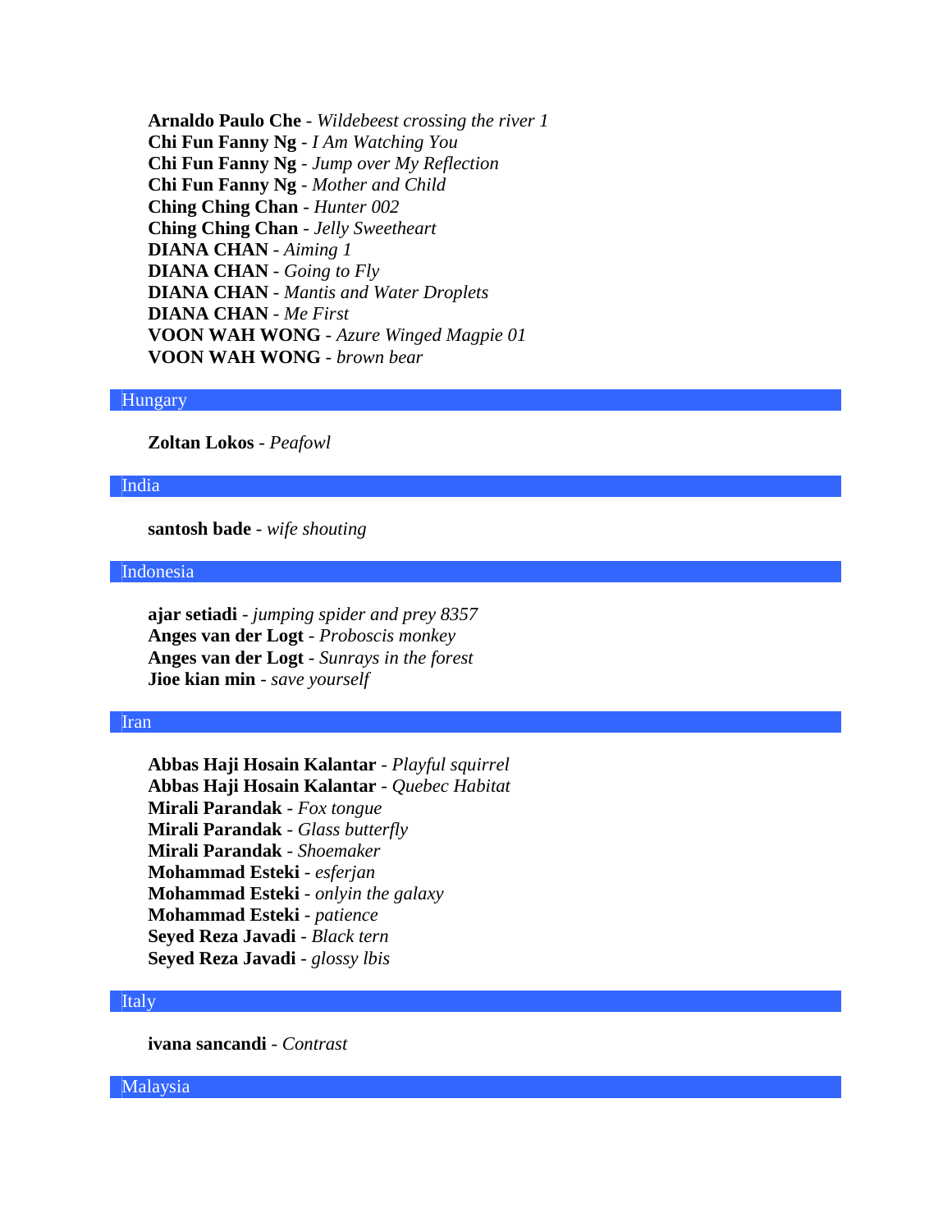**Arnaldo Paulo Che** - *Wildebeest crossing the river 1*
**Chi Fun Fanny Ng** - *I Am Watching You*
**Chi Fun Fanny Ng** - *Jump over My Reflection*
**Chi Fun Fanny Ng** - *Mother and Child*
**Ching Ching Chan** - *Hunter 002*
**Ching Ching Chan** - *Jelly Sweetheart*
**DIANA CHAN** - *Aiming 1*
**DIANA CHAN** - *Going to Fly*
**DIANA CHAN** - *Mantis and Water Droplets*
**DIANA CHAN** - *Me First*
**VOON WAH WONG** - *Azure Winged Magpie 01*
**VOON WAH WONG** - *brown bear*

## Hungary

**Zoltan Lokos** - *Peafowl*

## India

**santosh bade** - *wife shouting*

## Indonesia

**ajar setiadi** - *jumping spider and prey 8357*
**Anges van der Logt** - *Proboscis monkey*
**Anges van der Logt** - *Sunrays in the forest*
**Jioe kian min** - *save yourself*

## Iran

**Abbas Haji Hosain Kalantar** - *Playful squirrel*
**Abbas Haji Hosain Kalantar** - *Quebec Habitat*
**Mirali Parandak** - *Fox tongue*
**Mirali Parandak** - *Glass butterfly*
**Mirali Parandak** - *Shoemaker*
**Mohammad Esteki** - *esferjan*
**Mohammad Esteki** - *onlyin the galaxy*
**Mohammad Esteki** - *patience*
**Seyed Reza Javadi** - *Black tern*
**Seyed Reza Javadi** - *glossy lbis*

## Italy

**ivana sancandi** - *Contrast*

## Malaysia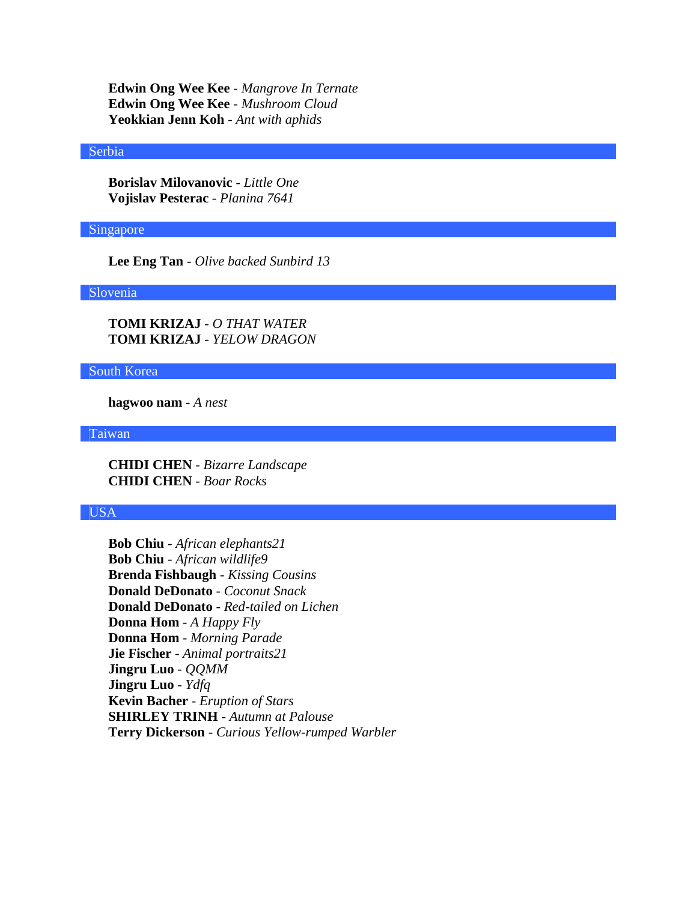**Edwin Ong Wee Kee** - *Mangrove In Ternate*
**Edwin Ong Wee Kee** - *Mushroom Cloud*
**Yeokkian Jenn Koh** - *Ant with aphids*

## Serbia

**Borislav Milovanovic** - *Little One*
**Vojislav Pesterac** - *Planina 7641*

## Singapore

**Lee Eng Tan** - *Olive backed Sunbird 13*

## Slovenia

**TOMI KRIZAJ** - *O THAT WATER*
**TOMI KRIZAJ** - *YELOW DRAGON*

## South Korea

**hagwoo nam** - *A nest*

## Taiwan

**CHIDI CHEN** - *Bizarre Landscape*
**CHIDI CHEN** - *Boar Rocks*

## USA

**Bob Chiu** - *African elephants21*
**Bob Chiu** - *African wildlife9*
**Brenda Fishbaugh** - *Kissing Cousins*
**Donald DeDonato** - *Coconut Snack*
**Donald DeDonato** - *Red-tailed on Lichen*
**Donna Hom** - *A Happy Fly*
**Donna Hom** - *Morning Parade*
**Jie Fischer** - *Animal portraits21*
**Jingru Luo** - *QQMM*
**Jingru Luo** - *Ydfq*
**Kevin Bacher** - *Eruption of Stars*
**SHIRLEY TRINH** - *Autumn at Palouse*
**Terry Dickerson** - *Curious Yellow-rumped Warbler*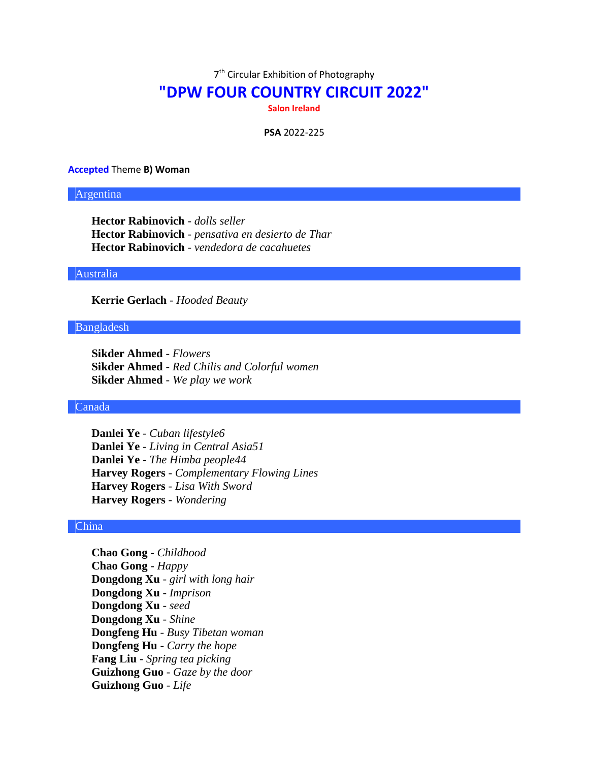7th Circular Exhibition of Photography

# "DPW FOUR COUNTRY CIRCUIT 2022"

**Salon Ireland**

**PSA** 2022-225

**Accepted** Theme **B) Woman**

## Argentina

**Hector Rabinovich** - *dolls seller*
**Hector Rabinovich** - *pensativa en desierto de Thar*
**Hector Rabinovich** - *vendedora de cacahuetes*

## Australia

**Kerrie Gerlach** - *Hooded Beauty*

## Bangladesh

**Sikder Ahmed** - *Flowers*
**Sikder Ahmed** - *Red Chilis and Colorful women*
**Sikder Ahmed** - *We play we work*

## Canada

**Danlei Ye** - *Cuban lifestyle6*
**Danlei Ye** - *Living in Central Asia51*
**Danlei Ye** - *The Himba people44*
**Harvey Rogers** - *Complementary Flowing Lines*
**Harvey Rogers** - *Lisa With Sword*
**Harvey Rogers** - *Wondering*

## China

**Chao Gong** - *Childhood*
**Chao Gong** - *Happy*
**Dongdong Xu** - *girl with long hair*
**Dongdong Xu** - *Imprison*
**Dongdong Xu** - *seed*
**Dongdong Xu** - *Shine*
**Dongfeng Hu** - *Busy Tibetan woman*
**Dongfeng Hu** - *Carry the hope*
**Fang Liu** - *Spring tea picking*
**Guizhong Guo** - *Gaze by the door*
**Guizhong Guo** - *Life*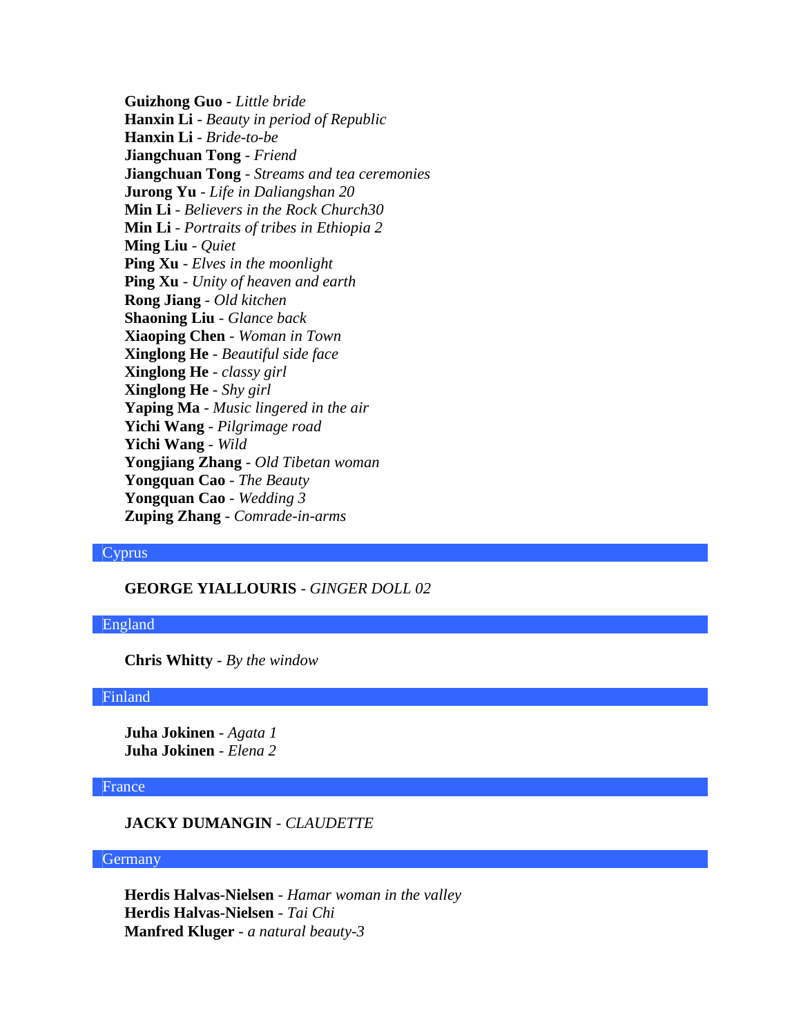**Guizhong Guo** - *Little bride*
**Hanxin Li** - *Beauty in period of Republic*
**Hanxin Li** - *Bride-to-be*
**Jiangchuan Tong** - *Friend*
**Jiangchuan Tong** - *Streams and tea ceremonies*
**Jurong Yu** - *Life in Daliangshan 20*
**Min Li** - *Believers in the Rock Church30*
**Min Li** - *Portraits of tribes in Ethiopia 2*
**Ming Liu** - *Quiet*
**Ping Xu** - *Elves in the moonlight*
**Ping Xu** - *Unity of heaven and earth*
**Rong Jiang** - *Old kitchen*
**Shaoning Liu** - *Glance back*
**Xiaoping Chen** - *Woman in Town*
**Xinglong He** - *Beautiful side face*
**Xinglong He** - *classy girl*
**Xinglong He** - *Shy girl*
**Yaping Ma** - *Music lingered in the air*
**Yichi Wang** - *Pilgrimage road*
**Yichi Wang** - *Wild*
**Yongjiang Zhang** - *Old Tibetan woman*
**Yongquan Cao** - *The Beauty*
**Yongquan Cao** - *Wedding 3*
**Zuping Zhang** - *Comrade-in-arms*

## Cyprus

**GEORGE YIALLOURIS** - *GINGER DOLL 02*

## England

**Chris Whitty** - *By the window*

## Finland

**Juha Jokinen** - *Agata 1*
**Juha Jokinen** - *Elena 2*

## France

**JACKY DUMANGIN** - *CLAUDETTE*

## Germany

**Herdis Halvas-Nielsen** - *Hamar woman in the valley*
**Herdis Halvas-Nielsen** - *Tai Chi*
**Manfred Kluger** - *a natural beauty-3*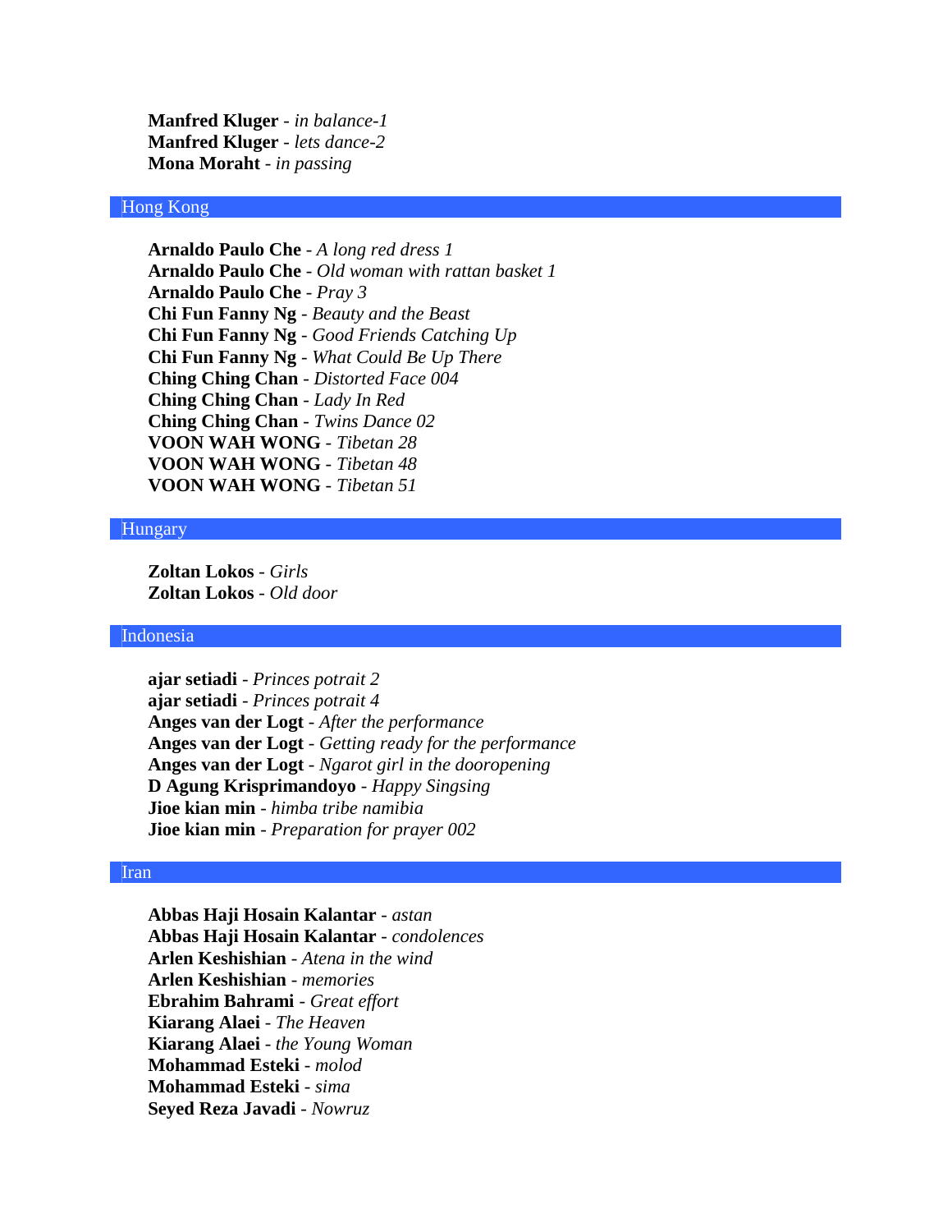**Manfred Kluger** - *in balance-1*
**Manfred Kluger** - *lets dance-2*
**Mona Moraht** - *in passing*

## Hong Kong

**Arnaldo Paulo Che** - *A long red dress 1*
**Arnaldo Paulo Che** - *Old woman with rattan basket 1*
**Arnaldo Paulo Che** - *Pray 3*
**Chi Fun Fanny Ng** - *Beauty and the Beast*
**Chi Fun Fanny Ng** - *Good Friends Catching Up*
**Chi Fun Fanny Ng** - *What Could Be Up There*
**Ching Ching Chan** - *Distorted Face 004*
**Ching Ching Chan** - *Lady In Red*
**Ching Ching Chan** - *Twins Dance 02*
**VOON WAH WONG** - *Tibetan 28*
**VOON WAH WONG** - *Tibetan 48*
**VOON WAH WONG** - *Tibetan 51*

## Hungary

**Zoltan Lokos** - *Girls*
**Zoltan Lokos** - *Old door*

## Indonesia

**ajar setiadi** - *Princes potrait 2*
**ajar setiadi** - *Princes potrait 4*
**Anges van der Logt** - *After the performance*
**Anges van der Logt** - *Getting ready for the performance*
**Anges van der Logt** - *Ngarot girl in the dooropening*
**D Agung Krisprimandoyo** - *Happy Singsing*
**Jioe kian min** - *himba tribe namibia*
**Jioe kian min** - *Preparation for prayer 002*

## Iran

**Abbas Haji Hosain Kalantar** - *astan*
**Abbas Haji Hosain Kalantar** - *condolences*
**Arlen Keshishian** - *Atena in the wind*
**Arlen Keshishian** - *memories*
**Ebrahim Bahrami** - *Great effort*
**Kiarang Alaei** - *The Heaven*
**Kiarang Alaei** - *the Young Woman*
**Mohammad Esteki** - *molod*
**Mohammad Esteki** - *sima*
**Seyed Reza Javadi** - *Nowruz*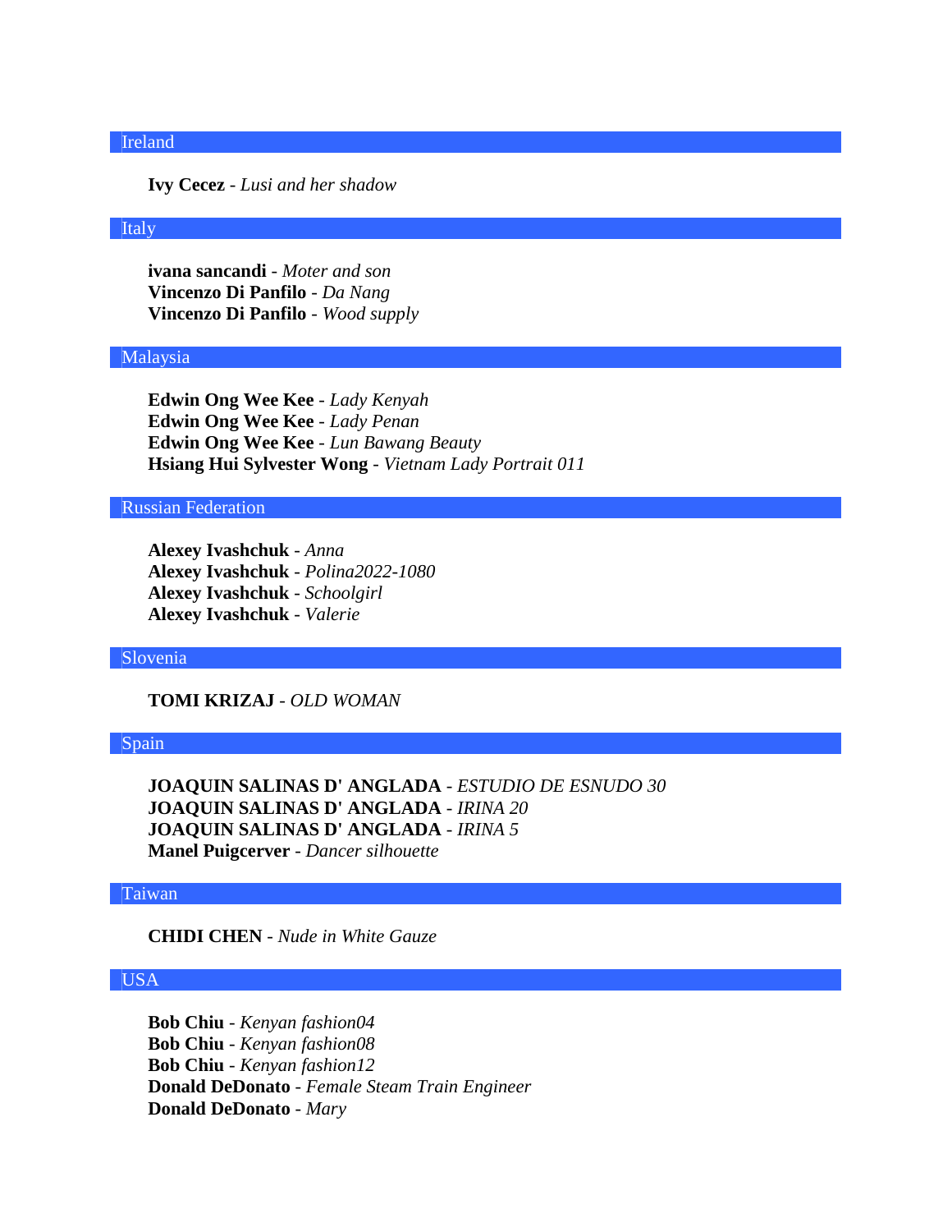## Ireland

**Ivy Cecez** - *Lusi and her shadow*

## Italy

**ivana sancandi** - *Moter and son*
**Vincenzo Di Panfilo** - *Da Nang*
**Vincenzo Di Panfilo** - *Wood supply*

## Malaysia

**Edwin Ong Wee Kee** - *Lady Kenyah*
**Edwin Ong Wee Kee** - *Lady Penan*
**Edwin Ong Wee Kee** - *Lun Bawang Beauty*
**Hsiang Hui Sylvester Wong** - *Vietnam Lady Portrait 011*

## Russian Federation

**Alexey Ivashchuk** - *Anna*
**Alexey Ivashchuk** - *Polina2022-1080*
**Alexey Ivashchuk** - *Schoolgirl*
**Alexey Ivashchuk** - *Valerie*

## Slovenia

**TOMI KRIZAJ** - *OLD WOMAN*

## Spain

**JOAQUIN SALINAS D' ANGLADA** - *ESTUDIO DE ESNUDO 30*
**JOAQUIN SALINAS D' ANGLADA** - *IRINA 20*
**JOAQUIN SALINAS D' ANGLADA** - *IRINA 5*
**Manel Puigcerver** - *Dancer silhouette*

## Taiwan

**CHIDI CHEN** - *Nude in White Gauze*

## USA

**Bob Chiu** - *Kenyan fashion04*
**Bob Chiu** - *Kenyan fashion08*
**Bob Chiu** - *Kenyan fashion12*
**Donald DeDonato** - *Female Steam Train Engineer*
**Donald DeDonato** - *Mary*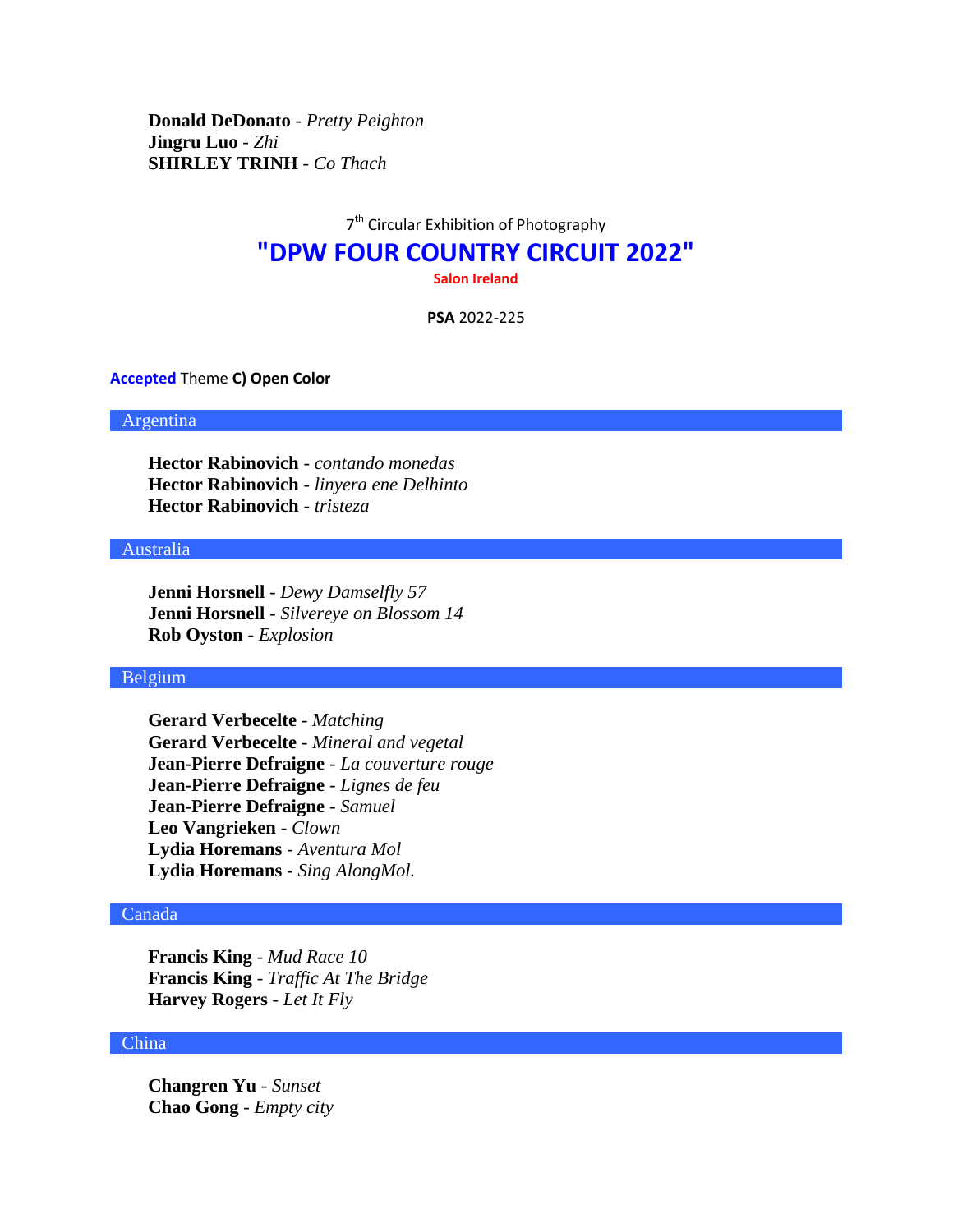**Donald DeDonato** - *Pretty Peighton*
**Jingru Luo** - *Zhi*
**SHIRLEY TRINH** - *Co Thach*

7th Circular Exhibition of Photography

# "DPW FOUR COUNTRY CIRCUIT 2022"

**Salon Ireland**

**PSA** 2022-225

**Accepted** Theme **C) Open Color**

## Argentina

**Hector Rabinovich** - *contando monedas*
**Hector Rabinovich** - *linyera ene Delhinto*
**Hector Rabinovich** - *tristeza*

## Australia

**Jenni Horsnell** - *Dewy Damselfly 57*
**Jenni Horsnell** - *Silvereye on Blossom 14*
**Rob Oyston** - *Explosion*

## Belgium

**Gerard Verbecelte** - *Matching*
**Gerard Verbecelte** - *Mineral and vegetal*
**Jean-Pierre Defraigne** - *La couverture rouge*
**Jean-Pierre Defraigne** - *Lignes de feu*
**Jean-Pierre Defraigne** - *Samuel*
**Leo Vangrieken** - *Clown*
**Lydia Horemans** - *Aventura Mol*
**Lydia Horemans** - *Sing AlongMol.*

## Canada

**Francis King** - *Mud Race 10*
**Francis King** - *Traffic At The Bridge*
**Harvey Rogers** - *Let It Fly*

## China

**Changren Yu** - *Sunset*
**Chao Gong** - *Empty city*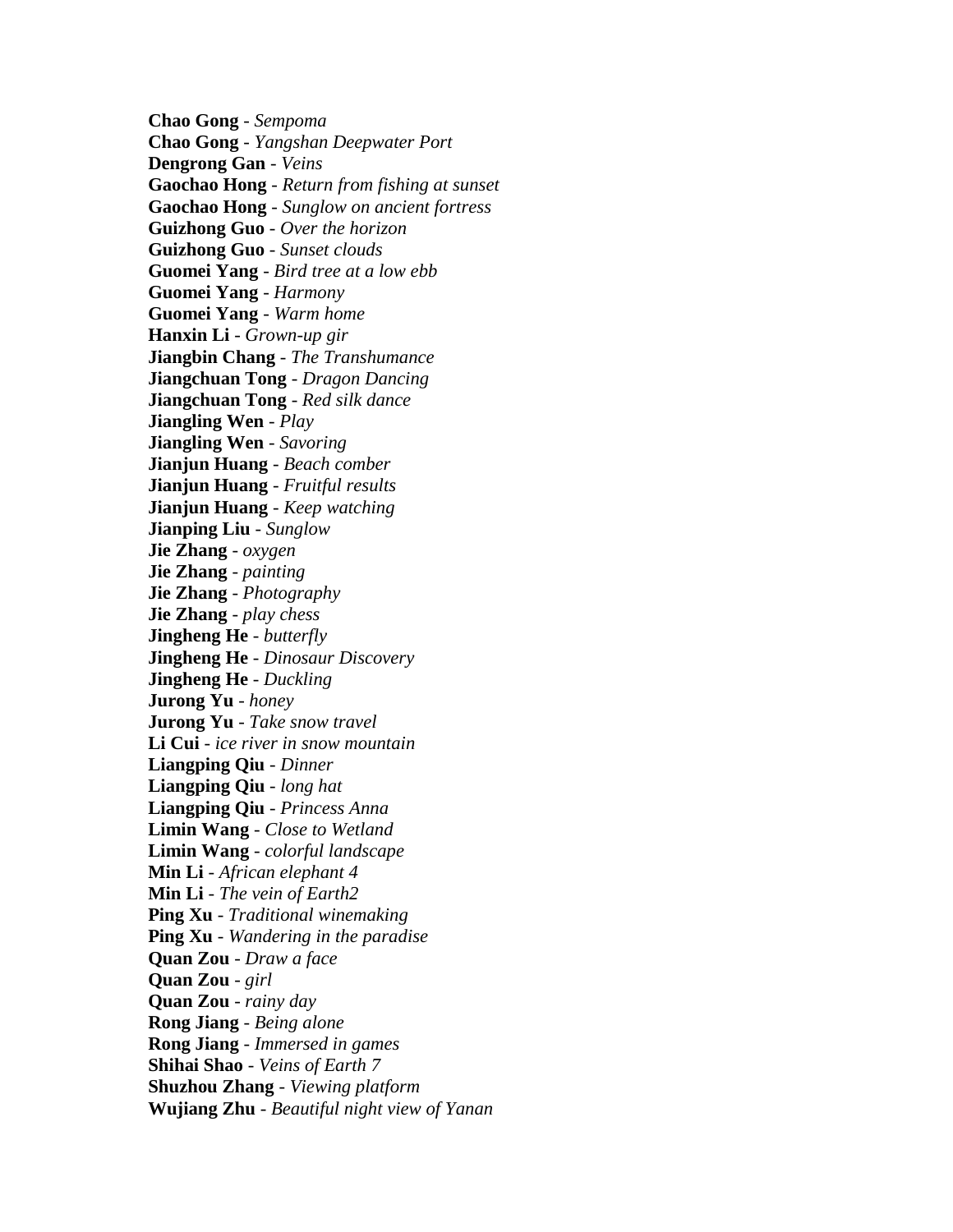**Chao Gong** - *Sempoma*  
**Chao Gong** - *Yangshan Deepwater Port*  
**Dengrong Gan** - *Veins*  
**Gaochao Hong** - *Return from fishing at sunset*  
**Gaochao Hong** - *Sunglow on ancient fortress*  
**Guizhong Guo** - *Over the horizon*  
**Guizhong Guo** - *Sunset clouds*  
**Guomei Yang** - *Bird tree at a low ebb*  
**Guomei Yang** - *Harmony*  
**Guomei Yang** - *Warm home*  
**Hanxin Li** - *Grown-up gir*  
**Jiangbin Chang** - *The Transhumance*  
**Jiangchuan Tong** - *Dragon Dancing*  
**Jiangchuan Tong** - *Red silk dance*  
**Jiangling Wen** - *Play*  
**Jiangling Wen** - *Savoring*  
**Jianjun Huang** - *Beach comber*  
**Jianjun Huang** - *Fruitful results*  
**Jianjun Huang** - *Keep watching*  
**Jianping Liu** - *Sunglow*  
**Jie Zhang** - *oxygen*  
**Jie Zhang** - *painting*  
**Jie Zhang** - *Photography*  
**Jie Zhang** - *play chess*  
**Jingheng He** - *butterfly*  
**Jingheng He** - *Dinosaur Discovery*  
**Jingheng He** - *Duckling*  
**Jurong Yu** - *honey*  
**Jurong Yu** - *Take snow travel*  
**Li Cui** - *ice river in snow mountain*  
**Liangping Qiu** - *Dinner*  
**Liangping Qiu** - *long hat*  
**Liangping Qiu** - *Princess Anna*  
**Limin Wang** - *Close to Wetland*  
**Limin Wang** - *colorful landscape*  
**Min Li** - *African elephant 4*  
**Min Li** - *The vein of Earth2*  
**Ping Xu** - *Traditional winemaking*  
**Ping Xu** - *Wandering in the paradise*  
**Quan Zou** - *Draw a face*  
**Quan Zou** - *girl*  
**Quan Zou** - *rainy day*  
**Rong Jiang** - *Being alone*  
**Rong Jiang** - *Immersed in games*  
**Shihai Shao** - *Veins of Earth 7*  
**Shuzhou Zhang** - *Viewing platform*  
**Wujiang Zhu** - *Beautiful night view of Yanan*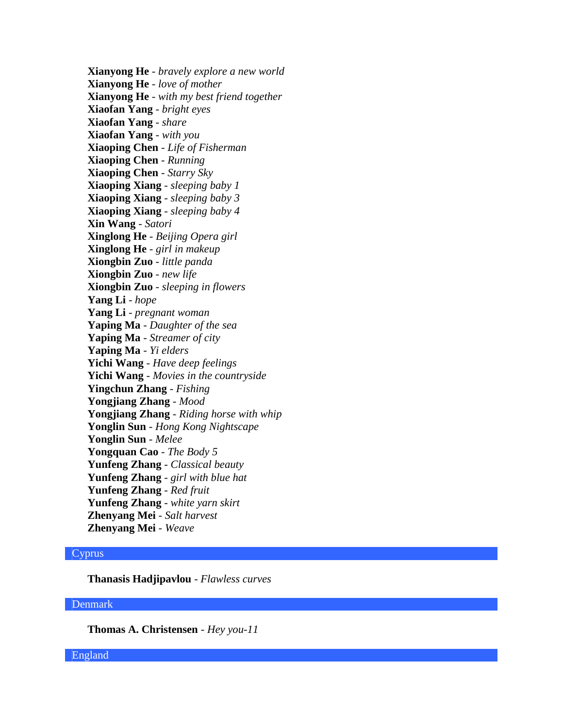**Xianyong He** - *bravely explore a new world*
**Xianyong He** - *love of mother*
**Xianyong He** - *with my best friend together*
**Xiaofan Yang** - *bright eyes*
**Xiaofan Yang** - *share*
**Xiaofan Yang** - *with you*
**Xiaoping Chen** - *Life of Fisherman*
**Xiaoping Chen** - *Running*
**Xiaoping Chen** - *Starry Sky*
**Xiaoping Xiang** - *sleeping baby 1*
**Xiaoping Xiang** - *sleeping baby 3*
**Xiaoping Xiang** - *sleeping baby 4*
**Xin Wang** - *Satori*
**Xinglong He** - *Beijing Opera girl*
**Xinglong He** - *girl in makeup*
**Xiongbin Zuo** - *little panda*
**Xiongbin Zuo** - *new life*
**Xiongbin Zuo** - *sleeping in flowers*
**Yang Li** - *hope*
**Yang Li** - *pregnant woman*
**Yaping Ma** - *Daughter of the sea*
**Yaping Ma** - *Streamer of city*
**Yaping Ma** - *Yi elders*
**Yichi Wang** - *Have deep feelings*
**Yichi Wang** - *Movies in the countryside*
**Yingchun Zhang** - *Fishing*
**Yongjiang Zhang** - *Mood*
**Yongjiang Zhang** - *Riding horse with whip*
**Yonglin Sun** - *Hong Kong Nightscape*
**Yonglin Sun** - *Melee*
**Yongquan Cao** - *The Body 5*
**Yunfeng Zhang** - *Classical beauty*
**Yunfeng Zhang** - *girl with blue hat*
**Yunfeng Zhang** - *Red fruit*
**Yunfeng Zhang** - *white yarn skirt*
**Zhenyang Mei** - *Salt harvest*
**Zhenyang Mei** - *Weave*

## Cyprus

**Thanasis Hadjipavlou** - *Flawless curves*

## Denmark

**Thomas A. Christensen** - *Hey you-11*

## England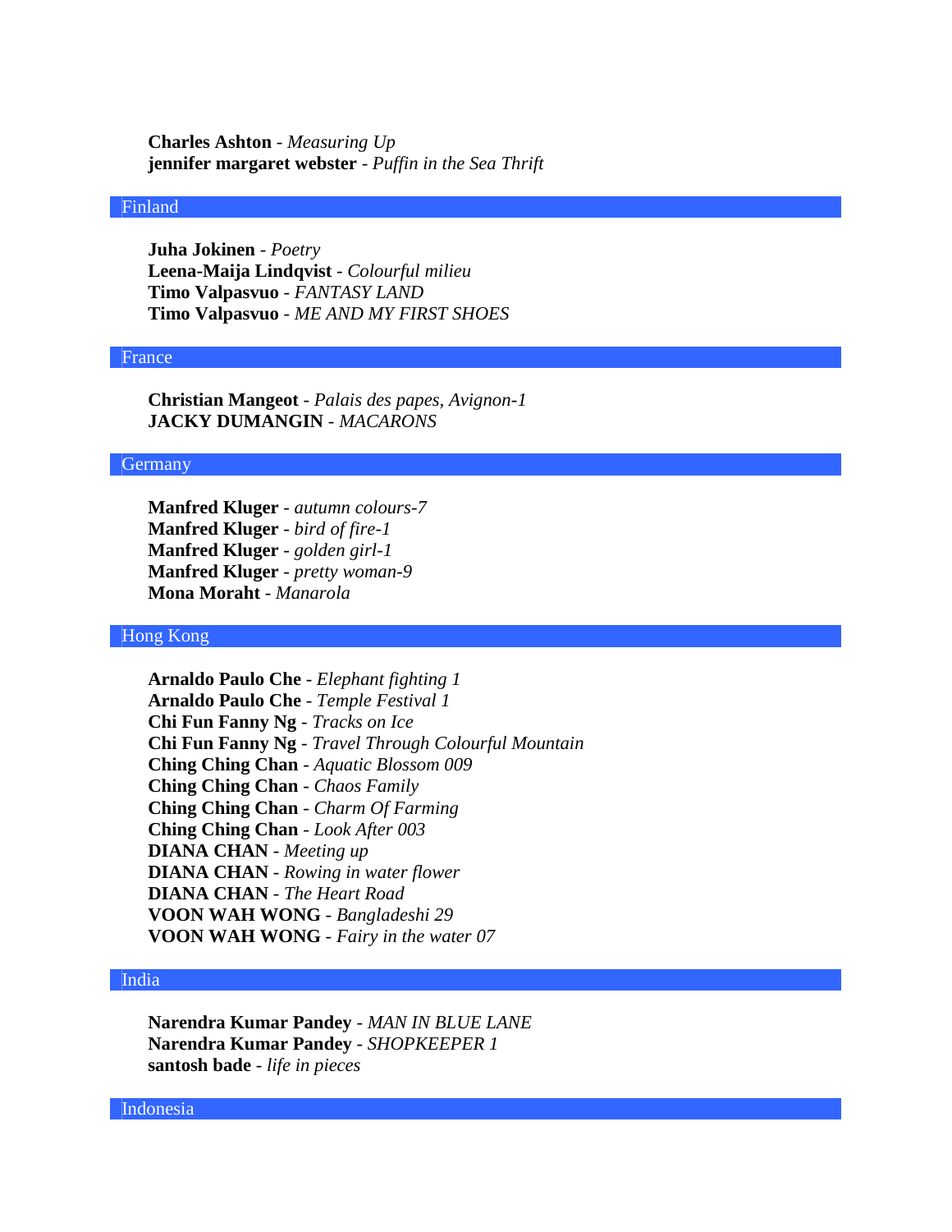**Charles Ashton** - *Measuring Up*
**jennifer margaret webster** - *Puffin in the Sea Thrift*

## Finland

**Juha Jokinen** - *Poetry*
**Leena-Maija Lindqvist** - *Colourful milieu*
**Timo Valpasvuo** - *FANTASY LAND*
**Timo Valpasvuo** - *ME AND MY FIRST SHOES*

## France

**Christian Mangeot** - *Palais des papes, Avignon-1*
**JACKY DUMANGIN** - *MACARONS*

## Germany

**Manfred Kluger** - *autumn colours-7*
**Manfred Kluger** - *bird of fire-1*
**Manfred Kluger** - *golden girl-1*
**Manfred Kluger** - *pretty woman-9*
**Mona Moraht** - *Manarola*

## Hong Kong

**Arnaldo Paulo Che** - *Elephant fighting 1*
**Arnaldo Paulo Che** - *Temple Festival 1*
**Chi Fun Fanny Ng** - *Tracks on Ice*
**Chi Fun Fanny Ng** - *Travel Through Colourful Mountain*
**Ching Ching Chan** - *Aquatic Blossom 009*
**Ching Ching Chan** - *Chaos Family*
**Ching Ching Chan** - *Charm Of Farming*
**Ching Ching Chan** - *Look After 003*
**DIANA CHAN** - *Meeting up*
**DIANA CHAN** - *Rowing in water flower*
**DIANA CHAN** - *The Heart Road*
**VOON WAH WONG** - *Bangladeshi 29*
**VOON WAH WONG** - *Fairy in the water 07*

## India

**Narendra Kumar Pandey** - *MAN IN BLUE LANE*
**Narendra Kumar Pandey** - *SHOPKEEPER 1*
**santosh bade** - *life in pieces*

## Indonesia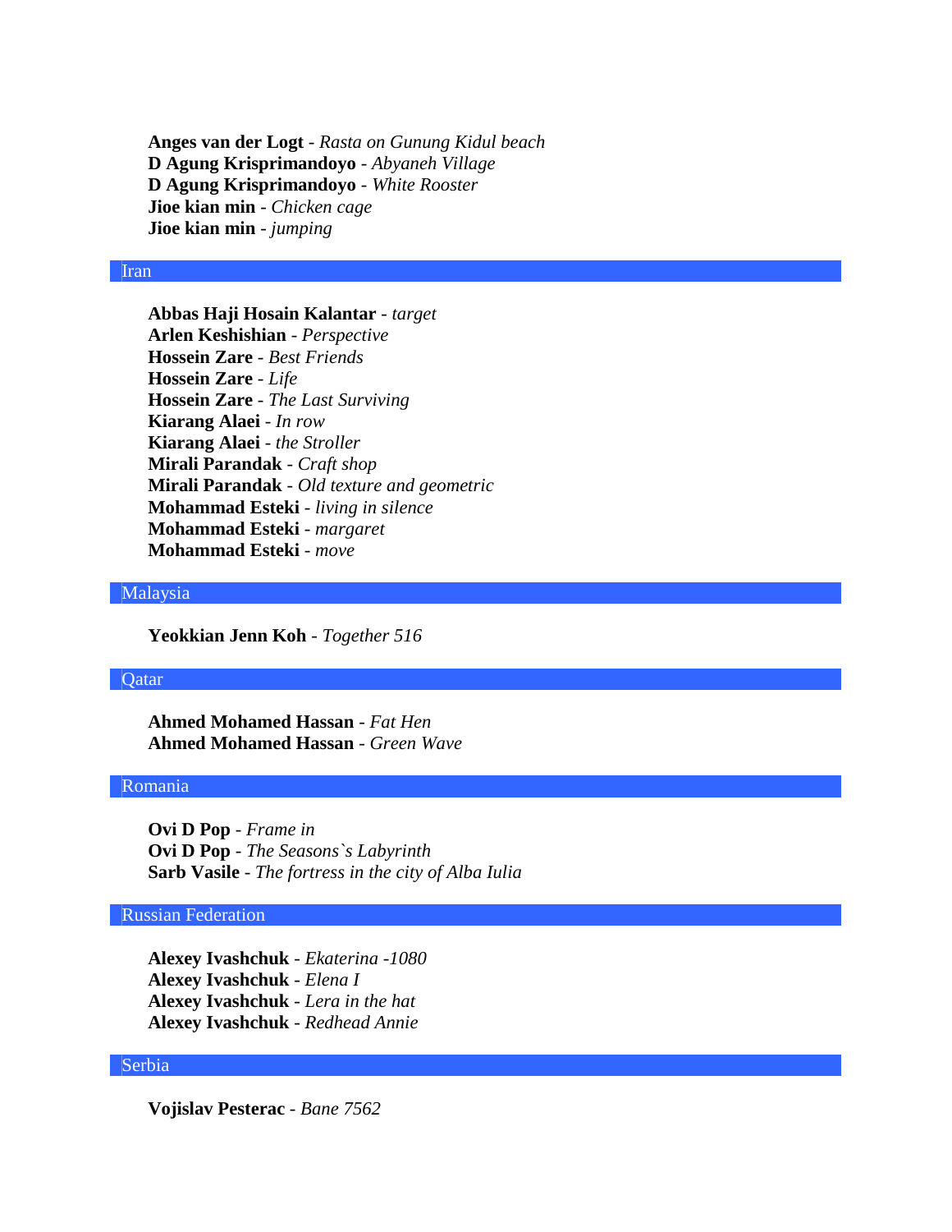**Anges van der Logt** - *Rasta on Gunung Kidul beach*
**D Agung Krisprimandoyo** - *Abyaneh Village*
**D Agung Krisprimandoyo** - *White Rooster*
**Jioe kian min** - *Chicken cage*
**Jioe kian min** - *jumping*

## Iran

**Abbas Haji Hosain Kalantar** - *target*
**Arlen Keshishian** - *Perspective*
**Hossein Zare** - *Best Friends*
**Hossein Zare** - *Life*
**Hossein Zare** - *The Last Surviving*
**Kiarang Alaei** - *In row*
**Kiarang Alaei** - *the Stroller*
**Mirali Parandak** - *Craft shop*
**Mirali Parandak** - *Old texture and geometric*
**Mohammad Esteki** - *living in silence*
**Mohammad Esteki** - *margaret*
**Mohammad Esteki** - *move*

## Malaysia

**Yeokkian Jenn Koh** - *Together 516*

## Qatar

**Ahmed Mohamed Hassan** - *Fat Hen*
**Ahmed Mohamed Hassan** - *Green Wave*

## Romania

**Ovi D Pop** - *Frame in*
**Ovi D Pop** - *The Seasons`s Labyrinth*
**Sarb Vasile** - *The fortress in the city of Alba Iulia*

## Russian Federation

**Alexey Ivashchuk** - *Ekaterina -1080*
**Alexey Ivashchuk** - *Elena I*
**Alexey Ivashchuk** - *Lera in the hat*
**Alexey Ivashchuk** - *Redhead Annie*

## Serbia

**Vojislav Pesterac** - *Bane 7562*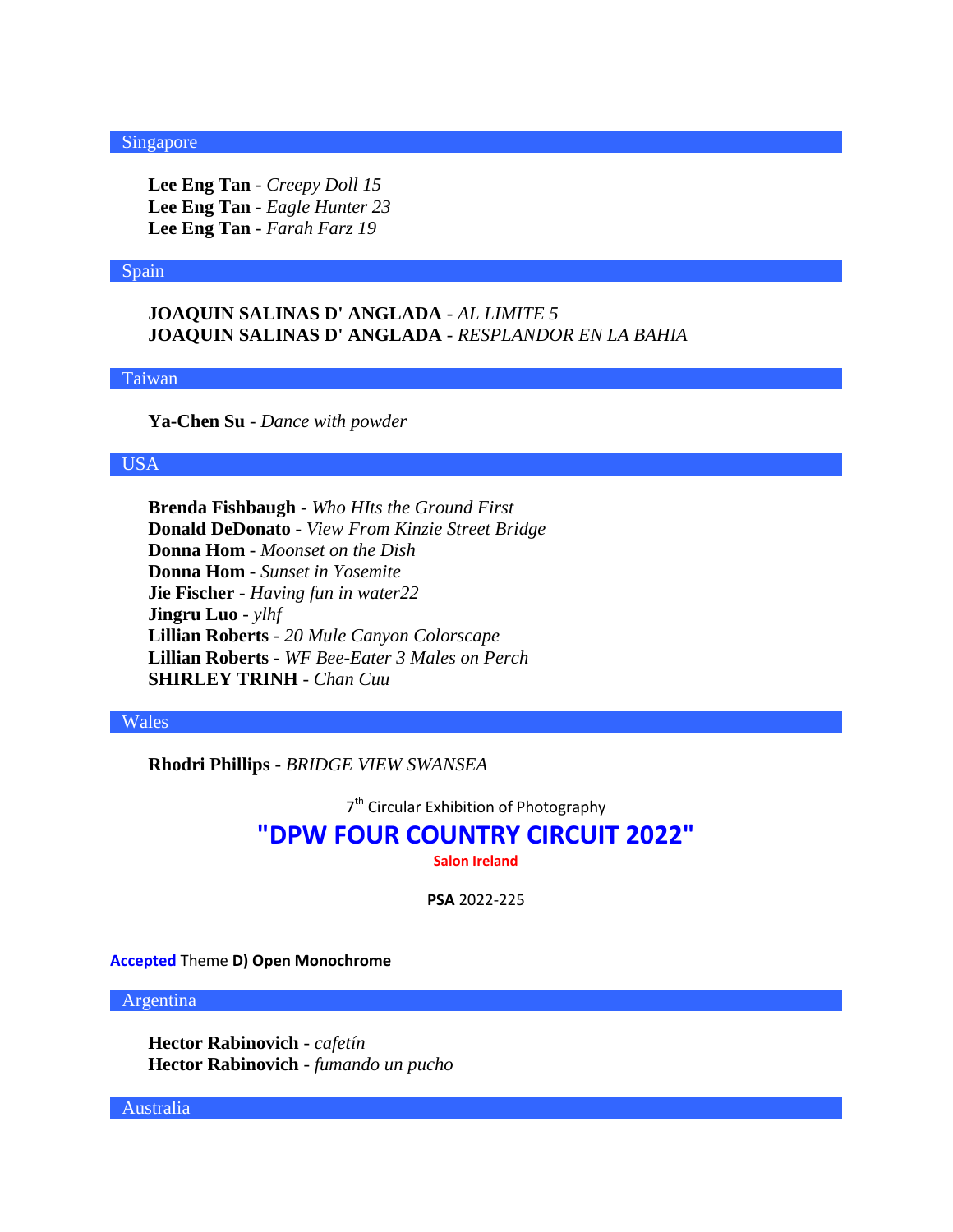### Singapore

**Lee Eng Tan** - *Creepy Doll 15*
**Lee Eng Tan** - *Eagle Hunter 23*
**Lee Eng Tan** - *Farah Farz 19*

### Spain

**JOAQUIN SALINAS D' ANGLADA** - *AL LIMITE 5*
**JOAQUIN SALINAS D' ANGLADA** - *RESPLANDOR EN LA BAHIA*

### Taiwan

**Ya-Chen Su** - *Dance with powder*

### USA

**Brenda Fishbaugh** - *Who HIts the Ground First*
**Donald DeDonato** - *View From Kinzie Street Bridge*
**Donna Hom** - *Moonset on the Dish*
**Donna Hom** - *Sunset in Yosemite*
**Jie Fischer** - *Having fun in water22*
**Jingru Luo** - *ylhf*
**Lillian Roberts** - *20 Mule Canyon Colorscape*
**Lillian Roberts** - *WF Bee-Eater 3 Males on Perch*
**SHIRLEY TRINH** - *Chan Cuu*

### Wales

**Rhodri Phillips** - *BRIDGE VIEW SWANSEA*

7th Circular Exhibition of Photography

## "DPW FOUR COUNTRY CIRCUIT 2022"

**Salon Ireland**

**PSA** 2022-225

**Accepted** Theme **D) Open Monochrome**

### Argentina

**Hector Rabinovich** - *cafetín*
**Hector Rabinovich** - *fumando un pucho*

### Australia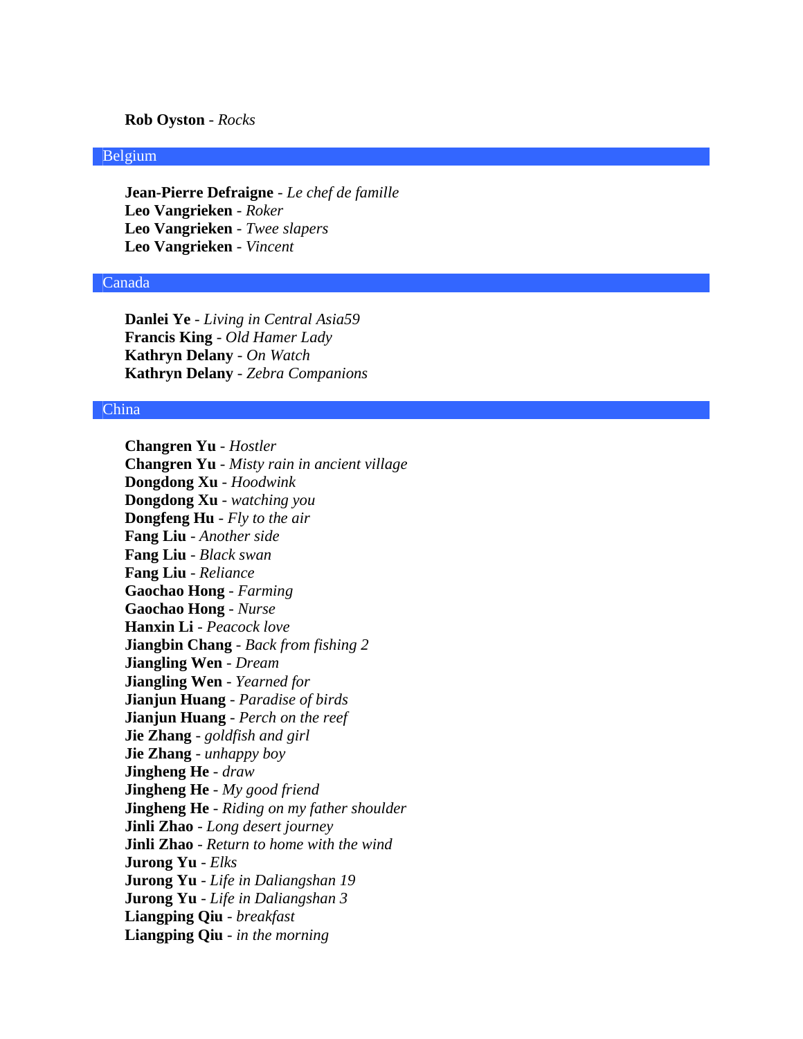**Rob Oyston** - *Rocks*

## Belgium

**Jean-Pierre Defraigne** - *Le chef de famille*
**Leo Vangrieken** - *Roker*
**Leo Vangrieken** - *Twee slapers*
**Leo Vangrieken** - *Vincent*

## Canada

**Danlei Ye** - *Living in Central Asia59*
**Francis King** - *Old Hamer Lady*
**Kathryn Delany** - *On Watch*
**Kathryn Delany** - *Zebra Companions*

## China

**Changren Yu** - *Hostler*
**Changren Yu** - *Misty rain in ancient village*
**Dongdong Xu** - *Hoodwink*
**Dongdong Xu** - *watching you*
**Dongfeng Hu** - *Fly to the air*
**Fang Liu** - *Another side*
**Fang Liu** - *Black swan*
**Fang Liu** - *Reliance*
**Gaochao Hong** - *Farming*
**Gaochao Hong** - *Nurse*
**Hanxin Li** - *Peacock love*
**Jiangbin Chang** - *Back from fishing 2*
**Jiangling Wen** - *Dream*
**Jiangling Wen** - *Yearned for*
**Jianjun Huang** - *Paradise of birds*
**Jianjun Huang** - *Perch on the reef*
**Jie Zhang** - *goldfish and girl*
**Jie Zhang** - *unhappy boy*
**Jingheng He** - *draw*
**Jingheng He** - *My good friend*
**Jingheng He** - *Riding on my father shoulder*
**Jinli Zhao** - *Long desert journey*
**Jinli Zhao** - *Return to home with the wind*
**Jurong Yu** - *Elks*
**Jurong Yu** - *Life in Daliangshan 19*
**Jurong Yu** - *Life in Daliangshan 3*
**Liangping Qiu** - *breakfast*
**Liangping Qiu** - *in the morning*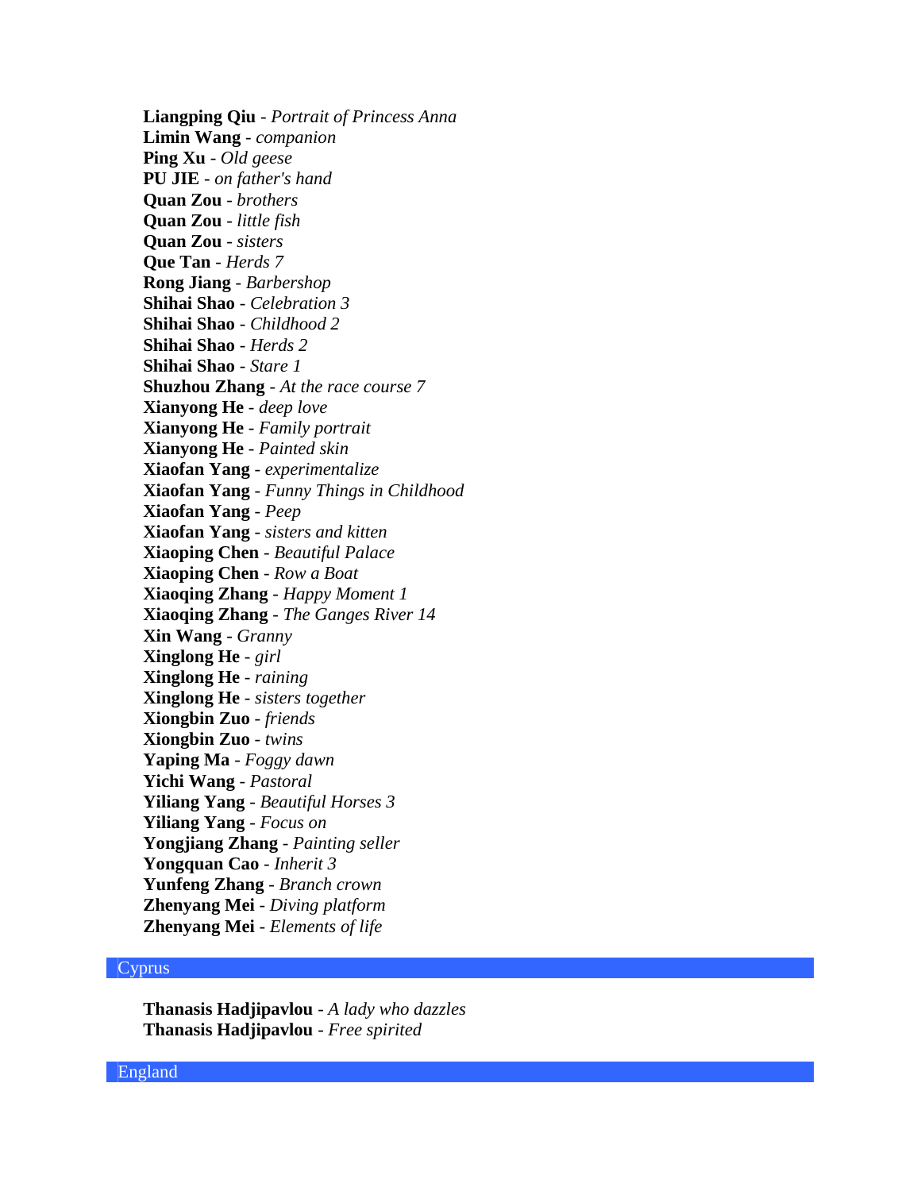**Liangping Qiu** - *Portrait of Princess Anna*
**Limin Wang** - *companion*
**Ping Xu** - *Old geese*
**PU JIE** - *on father's hand*
**Quan Zou** - *brothers*
**Quan Zou** - *little fish*
**Quan Zou** - *sisters*
**Que Tan** - *Herds 7*
**Rong Jiang** - *Barbershop*
**Shihai Shao** - *Celebration 3*
**Shihai Shao** - *Childhood 2*
**Shihai Shao** - *Herds 2*
**Shihai Shao** - *Stare 1*
**Shuzhou Zhang** - *At the race course 7*
**Xianyong He** - *deep love*
**Xianyong He** - *Family portrait*
**Xianyong He** - *Painted skin*
**Xiaofan Yang** - *experimentalize*
**Xiaofan Yang** - *Funny Things in Childhood*
**Xiaofan Yang** - *Peep*
**Xiaofan Yang** - *sisters and kitten*
**Xiaoping Chen** - *Beautiful Palace*
**Xiaoping Chen** - *Row a Boat*
**Xiaoqing Zhang** - *Happy Moment 1*
**Xiaoqing Zhang** - *The Ganges River 14*
**Xin Wang** - *Granny*
**Xinglong He** - *girl*
**Xinglong He** - *raining*
**Xinglong He** - *sisters together*
**Xiongbin Zuo** - *friends*
**Xiongbin Zuo** - *twins*
**Yaping Ma** - *Foggy dawn*
**Yichi Wang** - *Pastoral*
**Yiliang Yang** - *Beautiful Horses 3*
**Yiliang Yang** - *Focus on*
**Yongjiang Zhang** - *Painting seller*
**Yongquan Cao** - *Inherit 3*
**Yunfeng Zhang** - *Branch crown*
**Zhenyang Mei** - *Diving platform*
**Zhenyang Mei** - *Elements of life*

## Cyprus

**Thanasis Hadjipavlou** - *A lady who dazzles*
**Thanasis Hadjipavlou** - *Free spirited*

## England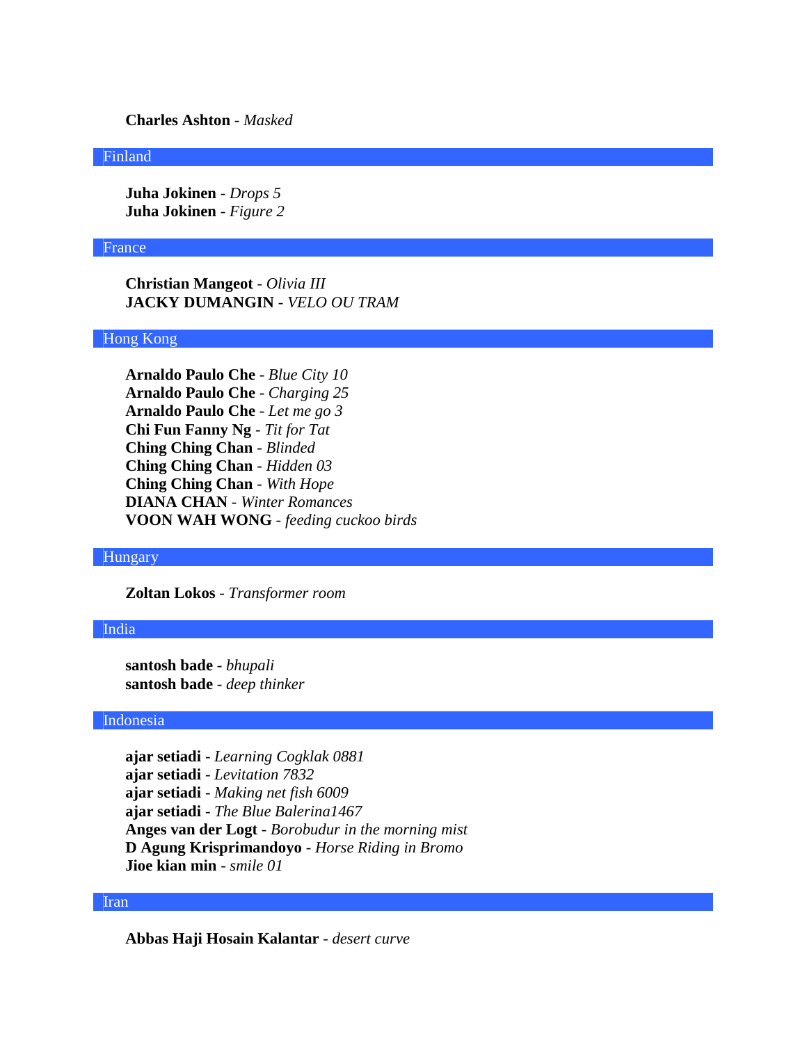**Charles Ashton** - *Masked*

## Finland

**Juha Jokinen** - *Drops 5*
**Juha Jokinen** - *Figure 2*

## France

**Christian Mangeot** - *Olivia III*
**JACKY DUMANGIN** - *VELO OU TRAM*

## Hong Kong

**Arnaldo Paulo Che** - *Blue City 10*
**Arnaldo Paulo Che** - *Charging 25*
**Arnaldo Paulo Che** - *Let me go 3*
**Chi Fun Fanny Ng** - *Tit for Tat*
**Ching Ching Chan** - *Blinded*
**Ching Ching Chan** - *Hidden 03*
**Ching Ching Chan** - *With Hope*
**DIANA CHAN** - *Winter Romances*
**VOON WAH WONG** - *feeding cuckoo birds*

## Hungary

**Zoltan Lokos** - *Transformer room*

## India

**santosh bade** - *bhupali*
**santosh bade** - *deep thinker*

## Indonesia

**ajar setiadi** - *Learning Cogklak 0881*
**ajar setiadi** - *Levitation 7832*
**ajar setiadi** - *Making net fish 6009*
**ajar setiadi** - *The Blue Balerina1467*
**Anges van der Logt** - *Borobudur in the morning mist*
**D Agung Krisprimandoyo** - *Horse Riding in Bromo*
**Jioe kian min** - *smile 01*

## Iran

**Abbas Haji Hosain Kalantar** - *desert curve*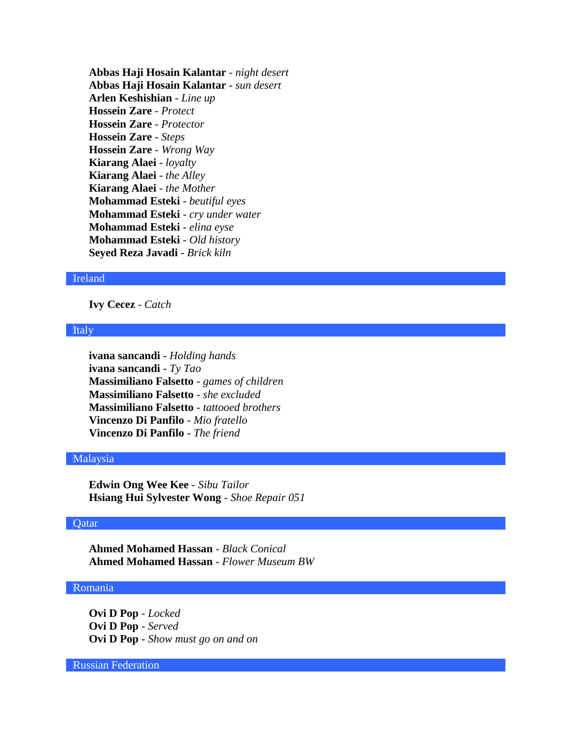**Abbas Haji Hosain Kalantar** - *night desert*
**Abbas Haji Hosain Kalantar** - *sun desert*
**Arlen Keshishian** - *Line up*
**Hossein Zare** - *Protect*
**Hossein Zare** - *Protector*
**Hossein Zare** - *Steps*
**Hossein Zare** - *Wrong Way*
**Kiarang Alaei** - *loyalty*
**Kiarang Alaei** - *the Alley*
**Kiarang Alaei** - *the Mother*
**Mohammad Esteki** - *beutiful eyes*
**Mohammad Esteki** - *cry under water*
**Mohammad Esteki** - *elina eyse*
**Mohammad Esteki** - *Old history*
**Seyed Reza Javadi** - *Brick kiln*

## Ireland

**Ivy Cecez** - *Catch*

## Italy

**ivana sancandi** - *Holding hands*
**ivana sancandi** - *Ty Tao*
**Massimiliano Falsetto** - *games of children*
**Massimiliano Falsetto** - *she excluded*
**Massimiliano Falsetto** - *tattooed brothers*
**Vincenzo Di Panfilo** - *Mio fratello*
**Vincenzo Di Panfilo** - *The friend*

## Malaysia

**Edwin Ong Wee Kee** - *Sibu Tailor*
**Hsiang Hui Sylvester Wong** - *Shoe Repair 051*

## Qatar

**Ahmed Mohamed Hassan** - *Black Conical*
**Ahmed Mohamed Hassan** - *Flower Museum BW*

## Romania

**Ovi D Pop** - *Locked*
**Ovi D Pop** - *Served*
**Ovi D Pop** - *Show must go on and on*

## Russian Federation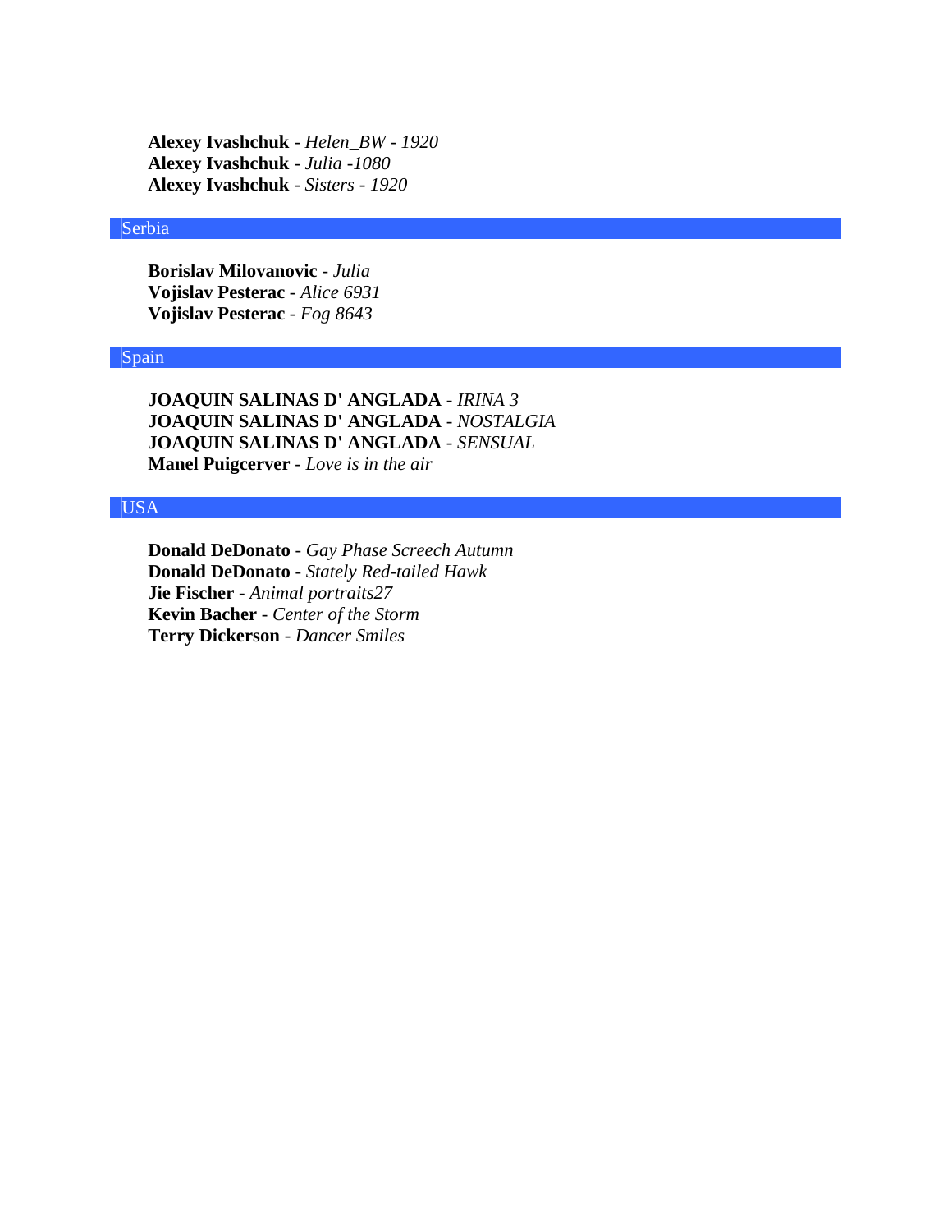**Alexey Ivashchuk** - *Helen_BW - 1920*
**Alexey Ivashchuk** - *Julia -1080*
**Alexey Ivashchuk** - *Sisters - 1920*

## Serbia

**Borislav Milovanovic** - *Julia*
**Vojislav Pesterac** - *Alice 6931*
**Vojislav Pesterac** - *Fog 8643*

## Spain

**JOAQUIN SALINAS D' ANGLADA** - *IRINA 3*
**JOAQUIN SALINAS D' ANGLADA** - *NOSTALGIA*
**JOAQUIN SALINAS D' ANGLADA** - *SENSUAL*
**Manel Puigcerver** - *Love is in the air*

## USA

**Donald DeDonato** - *Gay Phase Screech Autumn*
**Donald DeDonato** - *Stately Red-tailed Hawk*
**Jie Fischer** - *Animal portraits27*
**Kevin Bacher** - *Center of the Storm*
**Terry Dickerson** - *Dancer Smiles*